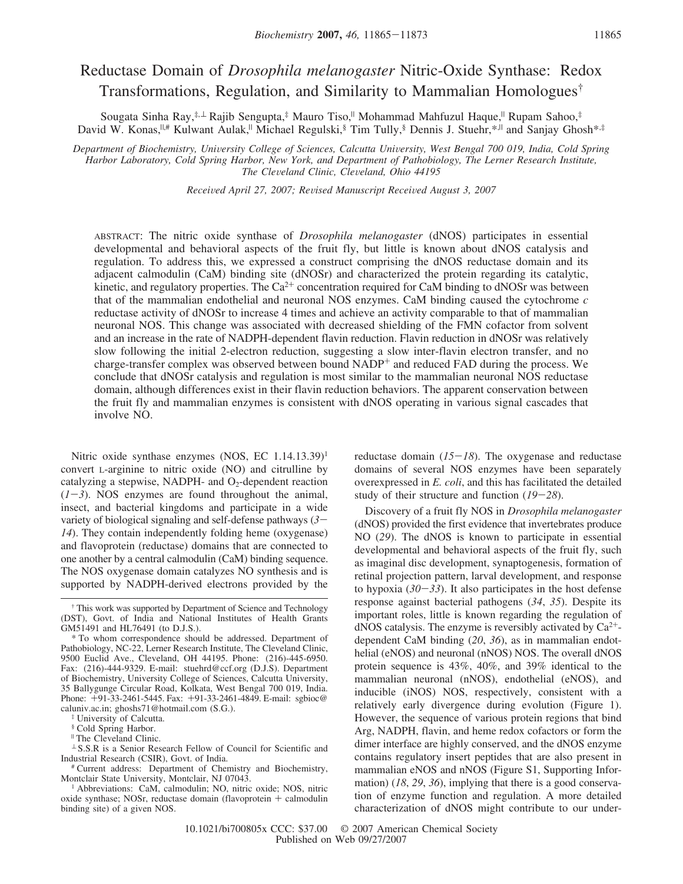# Reductase Domain of *Drosophila melanogaster* Nitric-Oxide Synthase: Redox Transformations, Regulation, and Similarity to Mammalian Homologues[†]

Sougata Sinha Ray,[‡,⊥] Rajib Sengupta,[‡] Mauro Tiso,[∥] Mohammad Mahfuzul Haque,[∥] Rupam Sahoo,[‡] David W. Konas,[∥,#] Kulwant Aulak,[∥] Michael Regulski,[§] Tim Tully,[§] Dennis J. Stuehr,[*,∥] and Sanjay Ghosh[*,‡]

*Department of Biochemistry, University College of Sciences, Calcutta University, West Bengal 700 019, India, Cold Spring Harbor Laboratory, Cold Spring Harbor, New York, and Department of Pathobiology, The Lerner Research Institute, The Cleveland Clinic, Cleveland, Ohio 44195*

*Received April 27, 2007; Revised Manuscript Received August 3, 2007*

ABSTRACT: The nitric oxide synthase of *Drosophila melanogaster* (dNOS) participates in essential developmental and behavioral aspects of the fruit fly, but little is known about dNOS catalysis and regulation. To address this, we expressed a construct comprising the dNOS reductase domain and its adjacent calmodulin (CaM) binding site (dNOSr) and characterized the protein regarding its catalytic, kinetic, and regulatory properties. The $Ca^{2+}$ concentration required for CaM binding to dNOSr was between that of the mammalian endothelial and neuronal NOS enzymes. CaM binding caused the cytochrome *c* reductase activity of dNOSr to increase 4 times and achieve an activity comparable to that of mammalian neuronal NOS. This change was associated with decreased shielding of the FMN cofactor from solvent and an increase in the rate of NADPH-dependent flavin reduction. Flavin reduction in dNOSr was relatively slow following the initial 2-electron reduction, suggesting a slow inter-flavin electron transfer, and no charge-transfer complex was observed between bound $NADP^+$ and reduced FAD during the process. We conclude that dNOSr catalysis and regulation is most similar to the mammalian neuronal NOS reductase domain, although differences exist in their flavin reduction behaviors. The apparent conservation between the fruit fly and mammalian enzymes is consistent with dNOS operating in various signal cascades that involve NO.

Nitric oxide synthase enzymes (NOS, EC 1.14.13.39)[1] convert L-arginine to nitric oxide (NO) and citrulline by catalyzing a stepwise, NADPH- and $O_2$-dependent reaction (*1*−*3*). NOS enzymes are found throughout the animal, insect, and bacterial kingdoms and participate in a wide variety of biological signaling and self-defense pathways (*3*−*14*). They contain independently folding heme (oxygenase) and flavoprotein (reductase) domains that are connected to one another by a central calmodulin (CaM) binding sequence. The NOS oxygenase domain catalyzes NO synthesis and is supported by NADPH-derived electrons provided by the reductase domain (*15*−*18*). The oxygenase and reductase domains of several NOS enzymes have been separately overexpressed in *E. coli*, and this has facilitated the detailed study of their structure and function (*19*−*28*).

Discovery of a fruit fly NOS in *Drosophila melanogaster* (dNOS) provided the first evidence that invertebrates produce NO (*29*). The dNOS is known to participate in essential developmental and behavioral aspects of the fruit fly, such as imaginal disc development, synaptogenesis, formation of retinal projection pattern, larval development, and response to hypoxia (*30*−*33*). It also participates in the host defense response against bacterial pathogens (*34*, *35*). Despite its important roles, little is known regarding the regulation of dNOS catalysis. The enzyme is reversibly activated by $Ca^{2+}$-dependent CaM binding (*20*, *36*), as in mammalian endothelial (eNOS) and neuronal (nNOS) NOS. The overall dNOS protein sequence is 43%, 40%, and 39% identical to the mammalian neuronal (nNOS), endothelial (eNOS), and inducible (iNOS) NOS, respectively, consistent with a relatively early divergence during evolution (Figure 1). However, the sequence of various protein regions that bind Arg, NADPH, flavin, and heme redox cofactors or form the dimer interface are highly conserved, and the dNOS enzyme contains regulatory insert peptides that are also present in mammalian eNOS and nNOS (Figure S1, Supporting Information) (*18*, *29*, *36*), implying that there is a good conservation of enzyme function and regulation. A more detailed characterization of dNOS might contribute to our under-

---

[†] This work was supported by Department of Science and Technology (DST), Govt. of India and National Institutes of Health Grants GM51491 and HL76491 (to D.J.S.).

[*] To whom correspondence should be addressed. Department of Pathobiology, NC-22, Lerner Research Institute, The Cleveland Clinic, 9500 Euclid Ave., Cleveland, OH 44195. Phone: (216)-445-6950. Fax: (216)-444-9329. E-mail: stuehrd@ccf.org (D.J.S). Department of Biochemistry, University College of Sciences, Calcutta University, 35 Ballygunge Circular Road, Kolkata, West Bengal 700 019, India. Phone: +91-33-2461-5445. Fax: +91-33-2461-4849. E-mail: sgbioc@caluniv.ac.in; ghoshs71@hotmail.com (S.G.).

[‡] University of Calcutta.

[§] Cold Spring Harbor.

[∥] The Cleveland Clinic.

[⊥] S.S.R is a Senior Research Fellow of Council for Scientific and Industrial Research (CSIR), Govt. of India.

[#] Current address: Department of Chemistry and Biochemistry, Montclair State University, Montclair, NJ 07043.

[1] Abbreviations: CaM, calmodulin; NO, nitric oxide; NOS, nitric oxide synthase; NOSr, reductase domain (flavoprotein + calmodulin binding site) of a given NOS.

10.1021/bi700805x CCC: $37.00 © 2007 American Chemical Society
Published on Web 09/27/2007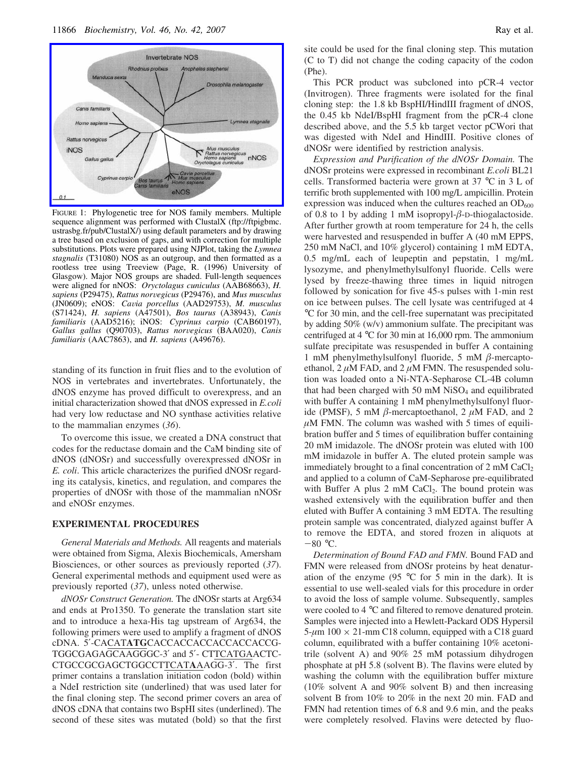FIGURE 1: Phylogenetic tree for NOS family members. Multiple sequence alignment was performed with ClustalX (ftp://ftpigbmc.ustrasbg.fr/pub/ClustalX/) using default parameters and by drawing a tree based on exclusion of gaps, and with correction for multiple substitutions. Plots were prepared using NJPlot, taking the *Lymnea stagnalis* (T31080) NOS as an outgroup, and then formatted as a rootless tree using Treeview (Page, R. (1996) University of Glasgow). Major NOS groups are shaded. Full-length sequences were aligned for nNOS: *Oryctolagus cuniculus* (AAB68663), *H. sapiens* (P29475), *Rattus norvegicus* (P29476), and *Mus musculus* (JN0609); eNOS: *Cavia porcellus* (AAD29753), *M. musculus* (S71424), *H. sapiens* (A47501), *Bos taurus* (A38943), *Canis familiaris* (AAD5216); iNOS: *Cyprinus carpio* (CAB60197), *Gallus gallus* (Q90703), *Rattus norvegicus* (BAA020), *Canis familiaris* (AAC7863), and *H. sapiens* (A49676).

standing of its function in fruit flies and to the evolution of NOS in vertebrates and invertebrates. Unfortunately, the dNOS enzyme has proved difficult to overexpress, and an initial characterization showed that dNOS expressed in *E.coli* had very low reductase and NO synthase activities relative to the mammalian enzymes (*36*).

To overcome this issue, we created a DNA construct that codes for the reductase domain and the CaM binding site of dNOS (dNOSr) and successfully overexpressed dNOSr in *E. coli*. This article characterizes the purified dNOSr regarding its catalysis, kinetics, and regulation, and compares the properties of dNOSr with those of the mammalian nNOSr and eNOSr enzymes.

## EXPERIMENTAL PROCEDURES

*General Materials and Methods.* All reagents and materials were obtained from Sigma, Alexis Biochemicals, Amersham Biosciences, or other sources as previously reported (*37*). General experimental methods and equipment used were as previously reported (*37*), unless noted otherwise.

*dNOSr Construct Generation.* The dNOSr starts at Arg634 and ends at Pro1350. To generate the translation start site and to introduce a hexa-His tag upstream of Arg634, the following primers were used to amplify a fragment of dNOS cDNA. 5′-CACAT**ATG**CACCACCACCACCACCACCG-TGGCGAGAGCAAGGGC-3′ and 5′- CTTCATGAACTC-CTGCCGCGAGCTGGCCTTCAT**A**AAGG-3′. The first primer contains a translation initiation codon (bold) within a NdeI restriction site (underlined) that was used later for the final cloning step. The second primer covers an area of dNOS cDNA that contains two BspHI sites (underlined). The second of these sites was mutated (bold) so that the first site could be used for the final cloning step. This mutation (C to T) did not change the coding capacity of the codon (Phe).

This PCR product was subcloned into pCR-4 vector (Invitrogen). Three fragments were isolated for the final cloning step: the 1.8 kb BspHI/HindIII fragment of dNOS, the 0.45 kb NdeI/BspHI fragment from the pCR-4 clone described above, and the 5.5 kb target vector pCWori that was digested with NdeI and HindIII. Positive clones of dNOSr were identified by restriction analysis.

*Expression and Purification of the dNOSr Domain.* The dNOSr proteins were expressed in recombinant *E.coli* BL21 cells. Transformed bacteria were grown at 37 °C in 3 L of terrific broth supplemented with 100 mg/L ampicillin. Protein expression was induced when the cultures reached an $OD_{600}$ of 0.8 to 1 by adding 1 mM isopropyl-$\beta$-D-thiogalactoside. After further growth at room temperature for 24 h, the cells were harvested and resuspended in buffer A (40 mM EPPS, 250 mM NaCl, and 10% glycerol) containing 1 mM EDTA, 0.5 mg/mL each of leupeptin and pepstatin, 1 mg/mL lysozyme, and phenylmethylsulfonyl fluoride. Cells were lysed by freeze-thawing three times in liquid nitrogen followed by sonication for five 45-s pulses with 1-min rest on ice between pulses. The cell lysate was centrifuged at 4 °C for 30 min, and the cell-free supernatant was precipitated by adding 50% (w/v) ammonium sulfate. The precipitant was centrifuged at 4 °C for 30 min at 16,000 rpm. The ammonium sulfate precipitate was resuspended in buffer A containing 1 mM phenylmethylsulfonyl fluoride, 5 mM $\beta$-mercaptoethanol, 2 $\mu$M FAD, and 2 $\mu$M FMN. The resuspended solution was loaded onto a Ni-NTA-Sepharose CL-4B column that had been charged with 50 mM $NiSO_4$ and equilibrated with buffer A containing 1 mM phenylmethylsulfonyl fluoride (PMSF), 5 mM $\beta$-mercaptoethanol, 2 $\mu$M FAD, and 2 $\mu$M FMN. The column was washed with 5 times of equilibration buffer and 5 times of equilibration buffer containing 20 mM imidazole. The dNOSr protein was eluted with 100 mM imidazole in buffer A. The eluted protein sample was immediately brought to a final concentration of 2 mM $CaCl_2$ and applied to a column of CaM-Sepharose pre-equilibrated with Buffer A plus 2 mM $CaCl_2$. The bound protein was washed extensively with the equilibration buffer and then eluted with Buffer A containing 3 mM EDTA. The resulting protein sample was concentrated, dialyzed against buffer A to remove the EDTA, and stored frozen in aliquots at −80 °C.

*Determination of Bound FAD and FMN.* Bound FAD and FMN were released from dNOSr proteins by heat denaturation of the enzyme (95 °C for 5 min in the dark). It is essential to use well-sealed vials for this procedure in order to avoid the loss of sample volume. Subsequently, samples were cooled to 4 °C and filtered to remove denatured protein. Samples were injected into a Hewlett-Packard ODS Hypersil 5-$\mu$m 100 × 21-mm C18 column, equipped with a C18 guard column, equilibrated with a buffer containing 10% acetonitrile (solvent A) and 90% 25 mM potassium dihydrogen phosphate at pH 5.8 (solvent B). The flavins were eluted by washing the column with the equilibration buffer mixture (10% solvent A and 90% solvent B) and then increasing solvent B from 10% to 20% in the next 20 min. FAD and FMN had retention times of 6.8 and 9.6 min, and the peaks were completely resolved. Flavins were detected by fluo-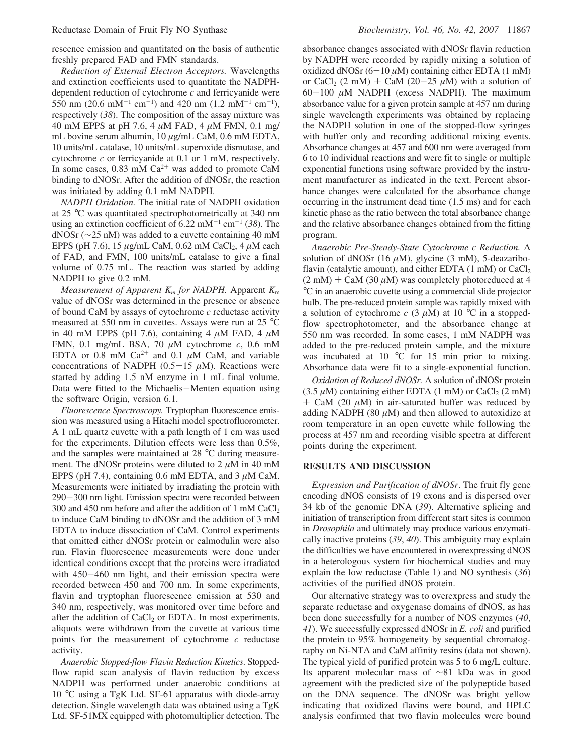rescence emission and quantitated on the basis of authentic freshly prepared FAD and FMN standards.

*Reduction of External Electron Acceptors.* Wavelengths and extinction coefficients used to quantitate the NADPH-dependent reduction of cytochrome *c* and ferricyanide were 550 nm (20.6 $mM^{-1}$ $cm^{-1}$) and 420 nm (1.2 $mM^{-1}$ $cm^{-1}$), respectively (*38*). The composition of the assay mixture was 40 mM EPPS at pH 7.6, 4 $\mu$M FAD, 4 $\mu$M FMN, 0.1 mg/mL bovine serum albumin, 10 $\mu$g/mL CaM, 0.6 mM EDTA, 10 units/mL catalase, 10 units/mL superoxide dismutase, and cytochrome *c* or ferricyanide at 0.1 or 1 mM, respectively. In some cases, 0.83 mM $Ca^{2+}$ was added to promote CaM binding to dNOSr. After the addition of dNOSr, the reaction was initiated by adding 0.1 mM NADPH.

*NADPH Oxidation.* The initial rate of NADPH oxidation at 25 °C was quantitated spectrophotometrically at 340 nm using an extinction coefficient of 6.22 $mM^{-1}$ $cm^{-1}$ (*38*). The dNOSr (~25 nM) was added to a cuvette containing 40 mM EPPS (pH 7.6), 15 $\mu$g/mL CaM, 0.62 mM $CaCl_2$, 4 $\mu$M each of FAD, and FMN, 100 units/mL catalase to give a final volume of 0.75 mL. The reaction was started by adding NADPH to give 0.2 mM.

*Measurement of Apparent $K_m$ for NADPH.* Apparent $K_m$ value of dNOSr was determined in the presence or absence of bound CaM by assays of cytochrome *c* reductase activity measured at 550 nm in cuvettes. Assays were run at 25 °C in 40 mM EPPS (pH 7.6), containing 4 $\mu$M FAD, 4 $\mu$M FMN, 0.1 mg/mL BSA, 70 $\mu$M cytochrome *c*, 0.6 mM EDTA or 0.8 mM $Ca^{2+}$ and 0.1 $\mu$M CaM, and variable concentrations of NADPH (0.5−15 $\mu$M). Reactions were started by adding 1.5 nM enzyme in 1 mL final volume. Data were fitted to the Michaelis−Menten equation using the software Origin, version 6.1.

*Fluorescence Spectroscopy.* Tryptophan fluorescence emission was measured using a Hitachi model spectrofluorometer. A 1 mL quartz cuvette with a path length of 1 cm was used for the experiments. Dilution effects were less than 0.5%, and the samples were maintained at 28 °C during measurement. The dNOSr proteins were diluted to 2 $\mu$M in 40 mM EPPS (pH 7.4), containing 0.6 mM EDTA, and 3 $\mu$M CaM. Measurements were initiated by irradiating the protein with 290−300 nm light. Emission spectra were recorded between 300 and 450 nm before and after the addition of 1 mM $CaCl_2$ to induce CaM binding to dNOSr and the addition of 3 mM EDTA to induce dissociation of CaM. Control experiments that omitted either dNOSr protein or calmodulin were also run. Flavin fluorescence measurements were done under identical conditions except that the proteins were irradiated with 450−460 nm light, and their emission spectra were recorded between 450 and 700 nm. In some experiments, flavin and tryptophan fluorescence emission at 530 and 340 nm, respectively, was monitored over time before and after the addition of $CaCl_2$ or EDTA. In most experiments, aliquots were withdrawn from the cuvette at various time points for the measurement of cytochrome *c* reductase activity.

*Anaerobic Stopped-flow Flavin Reduction Kinetics.* Stopped-flow rapid scan analysis of flavin reduction by excess NADPH was performed under anaerobic conditions at 10 °C using a TgK Ltd. SF-61 apparatus with diode-array detection. Single wavelength data was obtained using a TgK Ltd. SF-51MX equipped with photomultiplier detection. The absorbance changes associated with dNOSr flavin reduction by NADPH were recorded by rapidly mixing a solution of oxidized dNOSr (6−10 $\mu$M) containing either EDTA (1 mM) or $CaCl_2$ (2 mM) + CaM (20−25 $\mu$M) with a solution of 60−100 $\mu$M NADPH (excess NADPH). The maximum absorbance value for a given protein sample at 457 nm during single wavelength experiments was obtained by replacing the NADPH solution in one of the stopped-flow syringes with buffer only and recording additional mixing events. Absorbance changes at 457 and 600 nm were averaged from 6 to 10 individual reactions and were fit to single or multiple exponential functions using software provided by the instrument manufacturer as indicated in the text. Percent absorbance changes were calculated for the absorbance change occurring in the instrument dead time (1.5 ms) and for each kinetic phase as the ratio between the total absorbance change and the relative absorbance changes obtained from the fitting program.

*Anaerobic Pre-Steady-State Cytochrome c Reduction.* A solution of dNOSr (16 $\mu$M), glycine (3 mM), 5-deazariboflavin (catalytic amount), and either EDTA (1 mM) or $CaCl_2$ (2 mM) + CaM (30 $\mu$M) was completely photoreduced at 4 °C in an anaerobic cuvette using a commercial slide projector bulb. The pre-reduced protein sample was rapidly mixed with a solution of cytochrome *c* (3 $\mu$M) at 10 °C in a stopped-flow spectrophotometer, and the absorbance change at 550 nm was recorded. In some cases, 1 mM NADPH was added to the pre-reduced protein sample, and the mixture was incubated at 10 °C for 15 min prior to mixing. Absorbance data were fit to a single-exponential function.

*Oxidation of Reduced dNOSr.* A solution of dNOSr protein (3.5 $\mu$M) containing either EDTA (1 mM) or $CaCl_2$ (2 mM) + CaM (20 $\mu$M) in air-saturated buffer was reduced by adding NADPH (80 $\mu$M) and then allowed to autoxidize at room temperature in an open cuvette while following the process at 457 nm and recording visible spectra at different points during the experiment.

## RESULTS AND DISCUSSION

*Expression and Purification of dNOSr.* The fruit fly gene encoding dNOS consists of 19 exons and is dispersed over 34 kb of the genomic DNA (*39*). Alternative splicing and initiation of transcription from different start sites is common in *Drosophila* and ultimately may produce various enzymatically inactive proteins (*39*, *40*). This ambiguity may explain the difficulties we have encountered in overexpressing dNOS in a heterologous system for biochemical studies and may explain the low reductase (Table 1) and NO synthesis (*36*) activities of the purified dNOS protein.

Our alternative strategy was to overexpress and study the separate reductase and oxygenase domains of dNOS, as has been done successfully for a number of NOS enzymes (*40*, *41*). We successfully expressed dNOSr in *E. coli* and purified the protein to 95% homogeneity by sequential chromatography on Ni-NTA and CaM affinity resins (data not shown). The typical yield of purified protein was 5 to 6 mg/L culture. Its apparent molecular mass of ~81 kDa was in good agreement with the predicted size of the polypeptide based on the DNA sequence. The dNOSr was bright yellow indicating that oxidized flavins were bound, and HPLC analysis confirmed that two flavin molecules were bound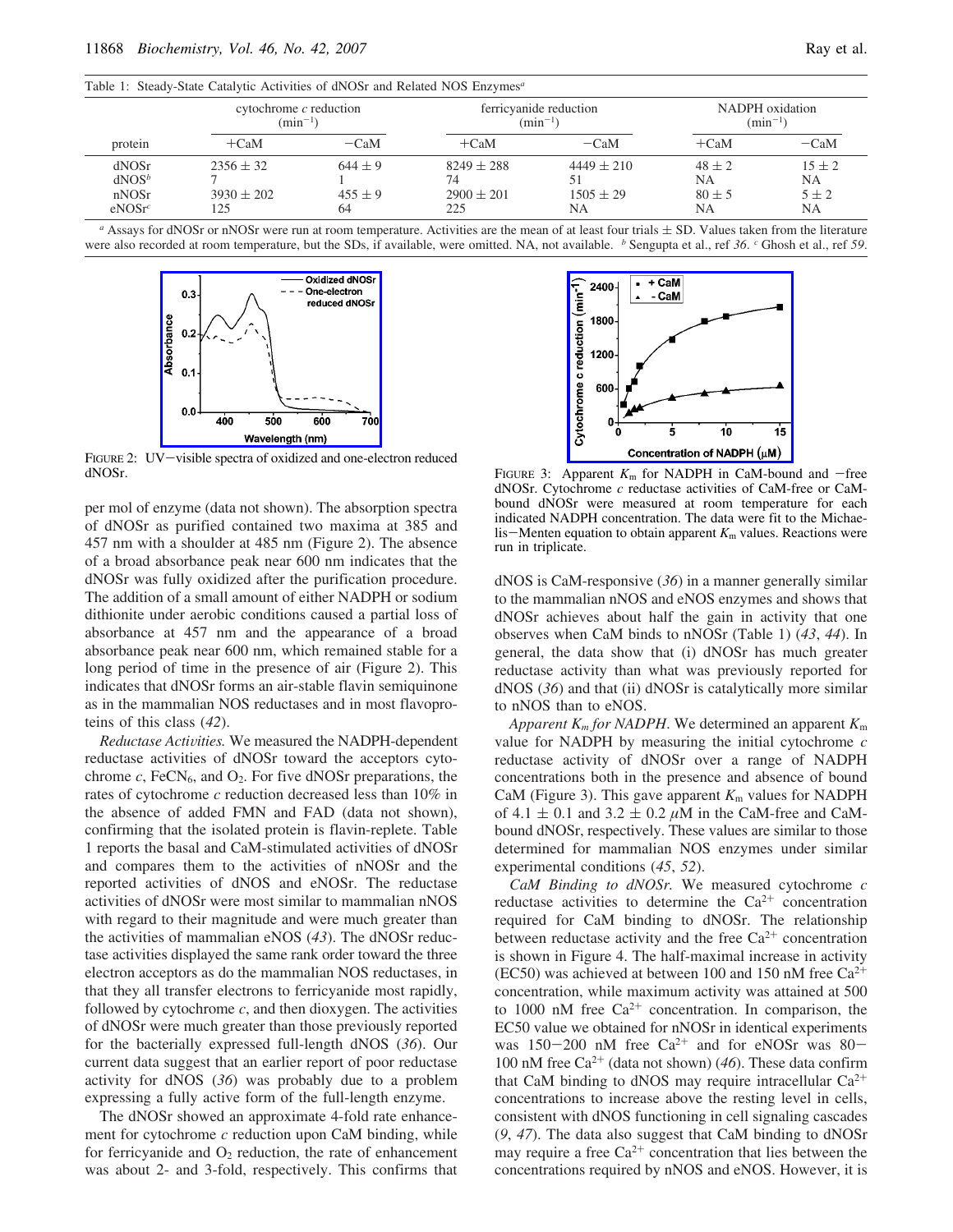Table 1: Steady-State Catalytic Activities of dNOSr and Related NOS Enzymes[a]

| protein | cytochrome *c* reduction ($min^{-1}$) | | ferricyanide reduction ($min^{-1}$) | | NADPH oxidation ($min^{-1}$) | |
|---|---|---|---|---|---|---|
| | +CaM | −CaM | +CaM | −CaM | +CaM | −CaM |
| dNOSr | 2356 ± 32 | 644 ± 9 | 8249 ± 288 | 4449 ± 210 | 48 ± 2 | 15 ± 2 |
| dNOS[b] | 7 | 1 | 74 | 51 | NA | NA |
| nNOSr | 3930 ± 202 | 455 ± 9 | 2900 ± 201 | 1505 ± 29 | 80 ± 5 | 5 ± 2 |
| eNOSr[c] | 125 | 64 | 225 | NA | NA | NA |

[a] Assays for dNOSr or nNOSr were run at room temperature. Activities are the mean of at least four trials ± SD. Values taken from the literature were also recorded at room temperature, but the SDs, if available, were omitted. NA, not available. [b] Sengupta et al., ref *36*. [c] Ghosh et al., ref *59*.

FIGURE 2: UV−visible spectra of oxidized and one-electron reduced dNOSr.

per mol of enzyme (data not shown). The absorption spectra of dNOSr as purified contained two maxima at 385 and 457 nm with a shoulder at 485 nm (Figure 2). The absence of a broad absorbance peak near 600 nm indicates that the dNOSr was fully oxidized after the purification procedure. The addition of a small amount of either NADPH or sodium dithionite under aerobic conditions caused a partial loss of absorbance at 457 nm and the appearance of a broad absorbance peak near 600 nm, which remained stable for a long period of time in the presence of air (Figure 2). This indicates that dNOSr forms an air-stable flavin semiquinone as in the mammalian NOS reductases and in most flavoproteins of this class (*42*).

*Reductase Activities.* We measured the NADPH-dependent reductase activities of dNOSr toward the acceptors cytochrome *c*, $FeCN_6$, and $O_2$. For five dNOSr preparations, the rates of cytochrome *c* reduction decreased less than 10% in the absence of added FMN and FAD (data not shown), confirming that the isolated protein is flavin-replete. Table 1 reports the basal and CaM-stimulated activities of dNOSr and compares them to the activities of nNOSr and the reported activities of dNOS and eNOSr. The reductase activities of dNOSr were most similar to mammalian nNOS with regard to their magnitude and were much greater than the activities of mammalian eNOS (*43*). The dNOSr reductase activities displayed the same rank order toward the three electron acceptors as do the mammalian NOS reductases, in that they all transfer electrons to ferricyanide most rapidly, followed by cytochrome *c*, and then dioxygen. The activities of dNOSr were much greater than those previously reported for the bacterially expressed full-length dNOS (*36*). Our current data suggest that an earlier report of poor reductase activity for dNOS (*36*) was probably due to a problem expressing a fully active form of the full-length enzyme.

The dNOSr showed an approximate 4-fold rate enhancement for cytochrome *c* reduction upon CaM binding, while for ferricyanide and $O_2$ reduction, the rate of enhancement was about 2- and 3-fold, respectively. This confirms that dNOS is CaM-responsive (*36*) in a manner generally similar to the mammalian nNOS and eNOS enzymes and shows that dNOSr achieves about half the gain in activity that one observes when CaM binds to nNOSr (Table 1) (*43*, *44*). In general, the data show that (i) dNOSr has much greater reductase activity than what was previously reported for dNOS (*36*) and that (ii) dNOSr is catalytically more similar to nNOS than to eNOS.

FIGURE 3: Apparent $K_m$ for NADPH in CaM-bound and −free dNOSr. Cytochrome *c* reductase activities of CaM-free or CaM-bound dNOSr were measured at room temperature for each indicated NADPH concentration. The data were fit to the Michaelis−Menten equation to obtain apparent $K_m$ values. Reactions were run in triplicate.

*Apparent $K_m$ for NADPH.* We determined an apparent $K_m$ value for NADPH by measuring the initial cytochrome *c* reductase activity of dNOSr over a range of NADPH concentrations both in the presence and absence of bound CaM (Figure 3). This gave apparent $K_m$ values for NADPH of 4.1 ± 0.1 and 3.2 ± 0.2 μM in the CaM-free and CaM-bound dNOSr, respectively. These values are similar to those determined for mammalian NOS enzymes under similar experimental conditions (*45*, *52*).

*CaM Binding to dNOSr.* We measured cytochrome *c* reductase activities to determine the $Ca^{2+}$ concentration required for CaM binding to dNOSr. The relationship between reductase activity and the free $Ca^{2+}$ concentration is shown in Figure 4. The half-maximal increase in activity (EC50) was achieved at between 100 and 150 nM free $Ca^{2+}$ concentration, while maximum activity was attained at 500 to 1000 nM free $Ca^{2+}$ concentration. In comparison, the EC50 value we obtained for nNOSr in identical experiments was 150−200 nM free $Ca^{2+}$ and for eNOSr was 80−100 nM free $Ca^{2+}$ (data not shown) (*46*). These data confirm that CaM binding to dNOS may require intracellular $Ca^{2+}$ concentrations to increase above the resting level in cells, consistent with dNOS functioning in cell signaling cascades (*9*, *47*). The data also suggest that CaM binding to dNOSr may require a free $Ca^{2+}$ concentration that lies between the concentrations required by nNOS and eNOS. However, it is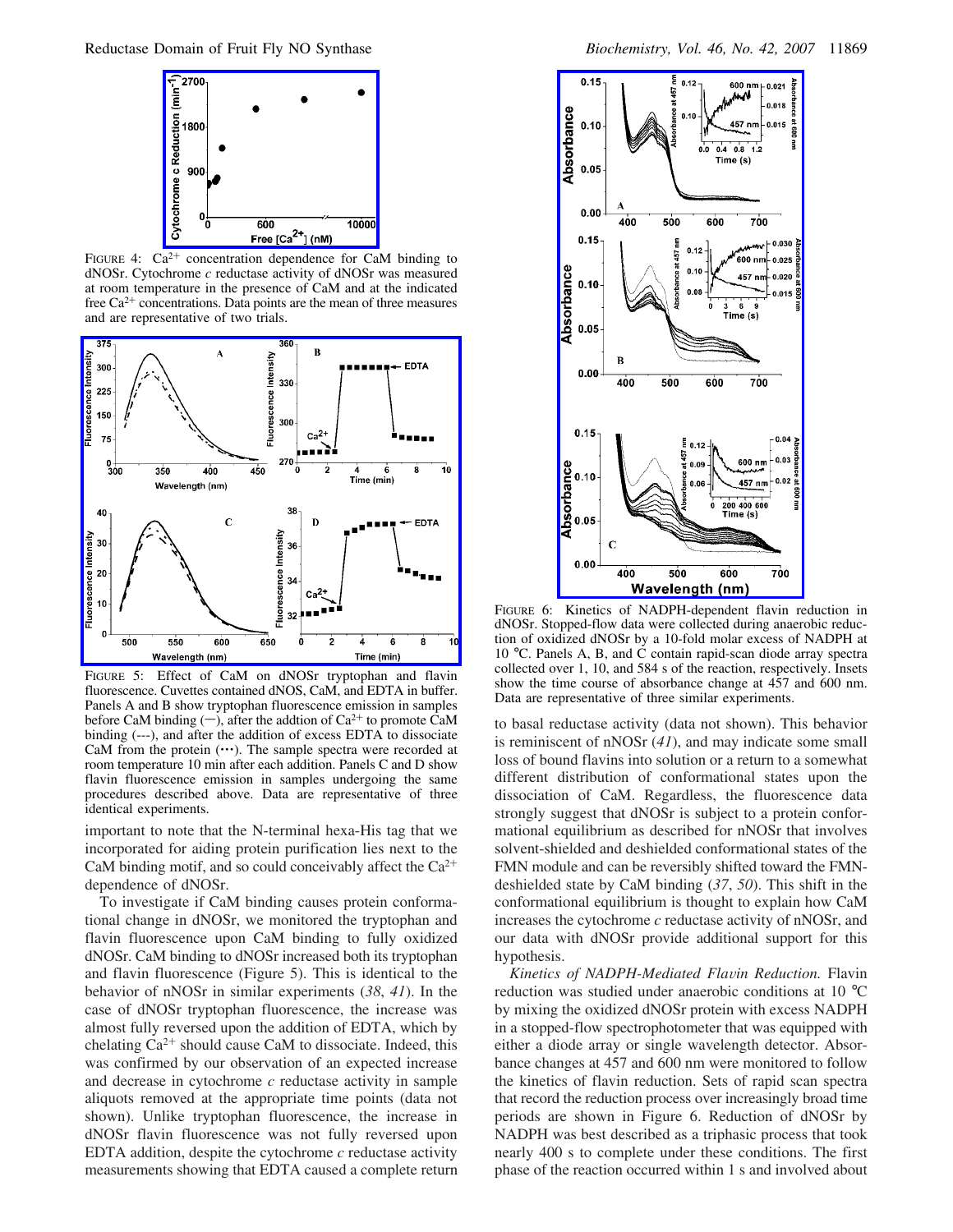FIGURE 4: $Ca^{2+}$ concentration dependence for CaM binding to dNOSr. Cytochrome *c* reductase activity of dNOSr was measured at room temperature in the presence of CaM and at the indicated free $Ca^{2+}$ concentrations. Data points are the mean of three measures and are representative of two trials.

FIGURE 5: Effect of CaM on dNOSr tryptophan and flavin fluorescence. Cuvettes contained dNOS, CaM, and EDTA in buffer. Panels A and B show tryptophan fluorescence emission in samples before CaM binding (—), after the addtion of $Ca^{2+}$ to promote CaM binding (---), and after the addition of excess EDTA to dissociate CaM from the protein (···). The sample spectra were recorded at room temperature 10 min after each addition. Panels C and D show flavin fluorescence emission in samples undergoing the same procedures described above. Data are representative of three identical experiments.

important to note that the N-terminal hexa-His tag that we incorporated for aiding protein purification lies next to the CaM binding motif, and so could conceivably affect the $Ca^{2+}$ dependence of dNOSr.

To investigate if CaM binding causes protein conformational change in dNOSr, we monitored the tryptophan and flavin fluorescence upon CaM binding to fully oxidized dNOSr. CaM binding to dNOSr increased both its tryptophan and flavin fluorescence (Figure 5). This is identical to the behavior of nNOSr in similar experiments (*38*, *41*). In the case of dNOSr tryptophan fluorescence, the increase was almost fully reversed upon the addition of EDTA, which by chelating $Ca^{2+}$ should cause CaM to dissociate. Indeed, this was confirmed by our observation of an expected increase and decrease in cytochrome *c* reductase activity in sample aliquots removed at the appropriate time points (data not shown). Unlike tryptophan fluorescence, the increase in dNOSr flavin fluorescence was not fully reversed upon EDTA addition, despite the cytochrome *c* reductase activity measurements showing that EDTA caused a complete return to basal reductase activity (data not shown). This behavior is reminiscent of nNOSr (*41*), and may indicate some small loss of bound flavins into solution or a return to a somewhat different distribution of conformational states upon the dissociation of CaM. Regardless, the fluorescence data strongly suggest that dNOSr is subject to a protein conformational equilibrium as described for nNOSr that involves solvent-shielded and deshielded conformational states of the FMN module and can be reversibly shifted toward the FMN-deshielded state by CaM binding (*37*, *50*). This shift in the conformational equilibrium is thought to explain how CaM increases the cytochrome *c* reductase activity of nNOSr, and our data with dNOSr provide additional support for this hypothesis.

FIGURE 6: Kinetics of NADPH-dependent flavin reduction in dNOSr. Stopped-flow data were collected during anaerobic reduction of oxidized dNOSr by a 10-fold molar excess of NADPH at 10 °C. Panels A, B, and C contain rapid-scan diode array spectra collected over 1, 10, and 584 s of the reaction, respectively. Insets show the time course of absorbance change at 457 and 600 nm. Data are representative of three similar experiments.

*Kinetics of NADPH-Mediated Flavin Reduction.* Flavin reduction was studied under anaerobic conditions at 10 °C by mixing the oxidized dNOSr protein with excess NADPH in a stopped-flow spectrophotometer that was equipped with either a diode array or single wavelength detector. Absorbance changes at 457 and 600 nm were monitored to follow the kinetics of flavin reduction. Sets of rapid scan spectra that record the reduction process over increasingly broad time periods are shown in Figure 6. Reduction of dNOSr by NADPH was best described as a triphasic process that took nearly 400 s to complete under these conditions. The first phase of the reaction occurred within 1 s and involved about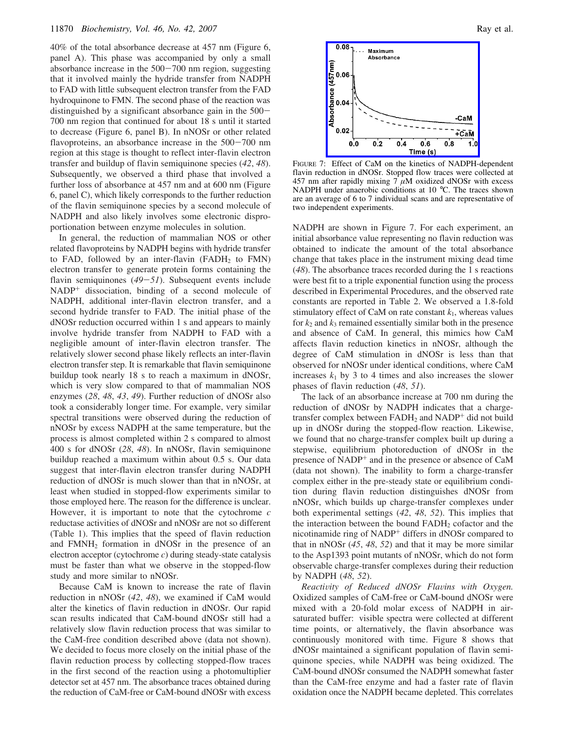40% of the total absorbance decrease at 457 nm (Figure 6, panel A). This phase was accompanied by only a small absorbance increase in the 500−700 nm region, suggesting that it involved mainly the hydride transfer from NADPH to FAD with little subsequent electron transfer from the FAD hydroquinone to FMN. The second phase of the reaction was distinguished by a significant absorbance gain in the 500−700 nm region that continued for about 18 s until it started to decrease (Figure 6, panel B). In nNOSr or other related flavoproteins, an absorbance increase in the 500−700 nm region at this stage is thought to reflect inter-flavin electron transfer and buildup of flavin semiquinone species (*42*, *48*). Subsequently, we observed a third phase that involved a further loss of absorbance at 457 nm and at 600 nm (Figure 6, panel C), which likely corresponds to the further reduction of the flavin semiquinone species by a second molecule of NADPH and also likely involves some electronic disproportionation between enzyme molecules in solution.

In general, the reduction of mammalian NOS or other related flavoproteins by NADPH begins with hydride transfer to FAD, followed by an inter-flavin ($FADH_2$ to FMN) electron transfer to generate protein forms containing the flavin semiquinones (*49*−*51*). Subsequent events include $NADP^+$ dissociation, binding of a second molecule of NADPH, additional inter-flavin electron transfer, and a second hydride transfer to FAD. The initial phase of the dNOSr reduction occurred within 1 s and appears to mainly involve hydride transfer from NADPH to FAD with a negligible amount of inter-flavin electron transfer. The relatively slower second phase likely reflects an inter-flavin electron transfer step. It is remarkable that flavin semiquinone buildup took nearly 18 s to reach a maximum in dNOSr, which is very slow compared to that of mammalian NOS enzymes (*28*, *48*, *43*, *49*). Further reduction of dNOSr also took a considerably longer time. For example, very similar spectral transitions were observed during the reduction of nNOSr by excess NADPH at the same temperature, but the process is almost completed within 2 s compared to almost 400 s for dNOSr (*28*, *48*). In nNOSr, flavin semiquinone buildup reached a maximum within about 0.5 s. Our data suggest that inter-flavin electron transfer during NADPH reduction of dNOSr is much slower than that in nNOSr, at least when studied in stopped-flow experiments similar to those employed here. The reason for the difference is unclear. However, it is important to note that the cytochrome *c* reductase activities of dNOSr and nNOSr are not so different (Table 1). This implies that the speed of flavin reduction and $FMNH_2$ formation in dNOSr in the presence of an electron acceptor (cytochrome *c*) during steady-state catalysis must be faster than what we observe in the stopped-flow study and more similar to nNOSr.

Because CaM is known to increase the rate of flavin reduction in nNOSr (*42*, *48*), we examined if CaM would alter the kinetics of flavin reduction in dNOSr. Our rapid scan results indicated that CaM-bound dNOSr still had a relatively slow flavin reduction process that was similar to the CaM-free condition described above (data not shown). We decided to focus more closely on the initial phase of the flavin reduction process by collecting stopped-flow traces in the first second of the reaction using a photomultiplier detector set at 457 nm. The absorbance traces obtained during the reduction of CaM-free or CaM-bound dNOSr with excess NADPH are shown in Figure 7. For each experiment, an initial absorbance value representing no flavin reduction was obtained to indicate the amount of the total absorbance change that takes place in the instrument mixing dead time (*48*). The absorbance traces recorded during the 1 s reactions were best fit to a triple exponential function using the process described in Experimental Procedures, and the observed rate constants are reported in Table 2. We observed a 1.8-fold stimulatory effect of CaM on rate constant $k_1$, whereas values for $k_2$ and $k_3$ remained essentially similar both in the presence and absence of CaM. In general, this mimics how CaM affects flavin reduction kinetics in nNOSr, although the degree of CaM stimulation in dNOSr is less than that observed for nNOSr under identical conditions, where CaM increases $k_1$ by 3 to 4 times and also increases the slower phases of flavin reduction (*48*, *51*).

FIGURE 7: Effect of CaM on the kinetics of NADPH-dependent flavin reduction in dNOSr. Stopped flow traces were collected at 457 nm after rapidly mixing 7 μM oxidized dNOSr with excess NADPH under anaerobic conditions at 10 °C. The traces shown are an average of 6 to 7 individual scans and are representative of two independent experiments.

The lack of an absorbance increase at 700 nm during the reduction of dNOSr by NADPH indicates that a charge-transfer complex between $FADH_2$ and $NADP^+$ did not build up in dNOSr during the stopped-flow reaction. Likewise, we found that no charge-transfer complex built up during a stepwise, equilibrium photoreduction of dNOSr in the presence of $NADP^+$ and in the presence or absence of CaM (data not shown). The inability to form a charge-transfer complex either in the pre-steady state or equilibrium condition during flavin reduction distinguishes dNOSr from nNOSr, which builds up charge-transfer complexes under both experimental settings (*42*, *48*, *52*). This implies that the interaction between the bound $FADH_2$ cofactor and the nicotinamide ring of $NADP^+$ differs in dNOSr compared to that in nNOSr (*45*, *48*, *52*) and that it may be more similar to the Asp1393 point mutants of nNOSr, which do not form observable charge-transfer complexes during their reduction by NADPH (*48*, *52*).

*Reactivity of Reduced dNOSr Flavins with Oxygen.* Oxidized samples of CaM-free or CaM-bound dNOSr were mixed with a 20-fold molar excess of NADPH in air-saturated buffer: visible spectra were collected at different time points, or alternatively, the flavin absorbance was continuously monitored with time. Figure 8 shows that dNOSr maintained a significant population of flavin semiquinone species, while NADPH was being oxidized. The CaM-bound dNOSr consumed the NADPH somewhat faster than the CaM-free enzyme and had a faster rate of flavin oxidation once the NADPH became depleted. This correlates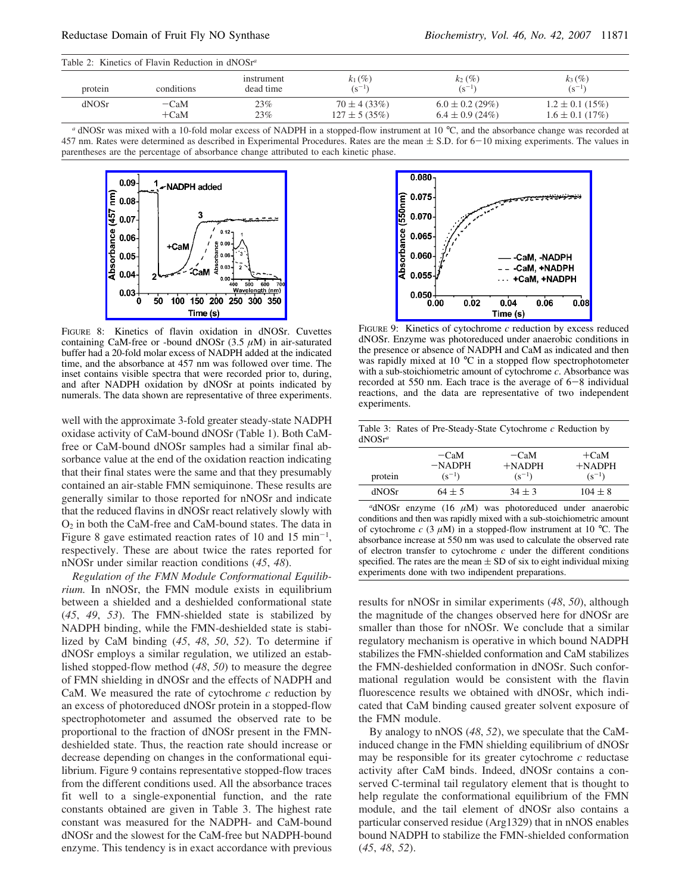Table 2: Kinetics of Flavin Reduction in dNOSr[a]

| protein | conditions | instrument dead time | $k_1$ (%) ($s^{-1}$) | $k_2$ (%) ($s^{-1}$) | $k_3$ (%) ($s^{-1}$) |
|---|---|---|---|---|---|
| dNOSr | −CaM | 23% | 70 ± 4 (33%) | 6.0 ± 0.2 (29%) | 1.2 ± 0.1 (15%) |
| | +CaM | 23% | 127 ± 5 (35%) | 6.4 ± 0.9 (24%) | 1.6 ± 0.1 (17%) |

[a] dNOSr was mixed with a 10-fold molar excess of NADPH in a stopped-flow instrument at 10 °C, and the absorbance change was recorded at 457 nm. Rates were determined as described in Experimental Procedures. Rates are the mean ± S.D. for 6−10 mixing experiments. The values in parentheses are the percentage of absorbance change attributed to each kinetic phase.

FIGURE 8: Kinetics of flavin oxidation in dNOSr. Cuvettes containing CaM-free or -bound dNOSr (3.5 $\mu$M) in air-saturated buffer had a 20-fold molar excess of NADPH added at the indicated time, and the absorbance at 457 nm was followed over time. The inset contains visible spectra that were recorded prior to, during, and after NADPH oxidation by dNOSr at points indicated by numerals. The data shown are representative of three experiments.

FIGURE 9: Kinetics of cytochrome *c* reduction by excess reduced dNOSr. Enzyme was photoreduced under anaerobic conditions in the presence or absence of NADPH and CaM as indicated and then was rapidly mixed at 10 °C in a stopped flow spectrophotometer with a sub-stoichiometric amount of cytochrome *c*. Absorbance was recorded at 550 nm. Each trace is the average of 6−8 individual reactions, and the data are representative of two independent experiments.

well with the approximate 3-fold greater steady-state NADPH oxidase activity of CaM-bound dNOSr (Table 1). Both CaM-free or CaM-bound dNOSr samples had a similar final absorbance value at the end of the oxidation reaction indicating that their final states were the same and that they presumably contained an air-stable FMN semiquinone. These results are generally similar to those reported for nNOSr and indicate that the reduced flavins in dNOSr react relatively slowly with $O_2$ in both the CaM-free and CaM-bound states. The data in Figure 8 gave estimated reaction rates of 10 and 15 $min^{-1}$, respectively. These are about twice the rates reported for nNOSr under similar reaction conditions (*45*, *48*).

*Regulation of the FMN Module Conformational Equilibrium.* In nNOSr, the FMN module exists in equilibrium between a shielded and a deshielded conformational state (*45*, *49*, *53*). The FMN-shielded state is stabilized by NADPH binding, while the FMN-deshielded state is stabilized by CaM binding (*45*, *48*, *50*, *52*). To determine if dNOSr employs a similar regulation, we utilized an established stopped-flow method (*48*, *50*) to measure the degree of FMN shielding in dNOSr and the effects of NADPH and CaM. We measured the rate of cytochrome *c* reduction by an excess of photoreduced dNOSr protein in a stopped-flow spectrophotometer and assumed the observed rate to be proportional to the fraction of dNOSr present in the FMN-deshielded state. Thus, the reaction rate should increase or decrease depending on changes in the conformational equilibrium. Figure 9 contains representative stopped-flow traces from the different conditions used. All the absorbance traces fit well to a single-exponential function, and the rate constants obtained are given in Table 3. The highest rate constant was measured for the NADPH- and CaM-bound dNOSr and the slowest for the CaM-free but NADPH-bound enzyme. This tendency is in exact accordance with previous results for nNOSr in similar experiments (*48*, *50*), although the magnitude of the changes observed here for dNOSr are smaller than those for nNOSr. We conclude that a similar regulatory mechanism is operative in which bound NADPH stabilizes the FMN-shielded conformation and CaM stabilizes the FMN-deshielded conformation in dNOSr. Such conformational regulation would be consistent with the flavin fluorescence results we obtained with dNOSr, which indicated that CaM binding caused greater solvent exposure of the FMN module.

Table 3: Rates of Pre-Steady-State Cytochrome *c* Reduction by dNOSr[a]

| protein | −CaM −NADPH ($s^{-1}$) | −CaM +NADPH ($s^{-1}$) | +CaM +NADPH ($s^{-1}$) |
|---|---|---|---|
| dNOSr | 64 ± 5 | 34 ± 3 | 104 ± 8 |

[a] dNOSr enzyme (16 $\mu$M) was photoreduced under anaerobic conditions and then was rapidly mixed with a sub-stoichiometric amount of cytochrome *c* (3 $\mu$M) in a stopped-flow instrument at 10 °C. The absorbance increase at 550 nm was used to calculate the observed rate of electron transfer to cytochrome *c* under the different conditions specified. The rates are the mean ± SD of six to eight individual mixing experiments done with two indipendent preparations.

By analogy to nNOS (*48*, *52*), we speculate that the CaM-induced change in the FMN shielding equilibrium of dNOSr may be responsible for its greater cytochrome *c* reductase activity after CaM binds. Indeed, dNOSr contains a conserved C-terminal tail regulatory element that is thought to help regulate the conformational equilibrium of the FMN module, and the tail element of dNOSr also contains a particular conserved residue (Arg1329) that in nNOS enables bound NADPH to stabilize the FMN-shielded conformation (*45*, *48*, *52*).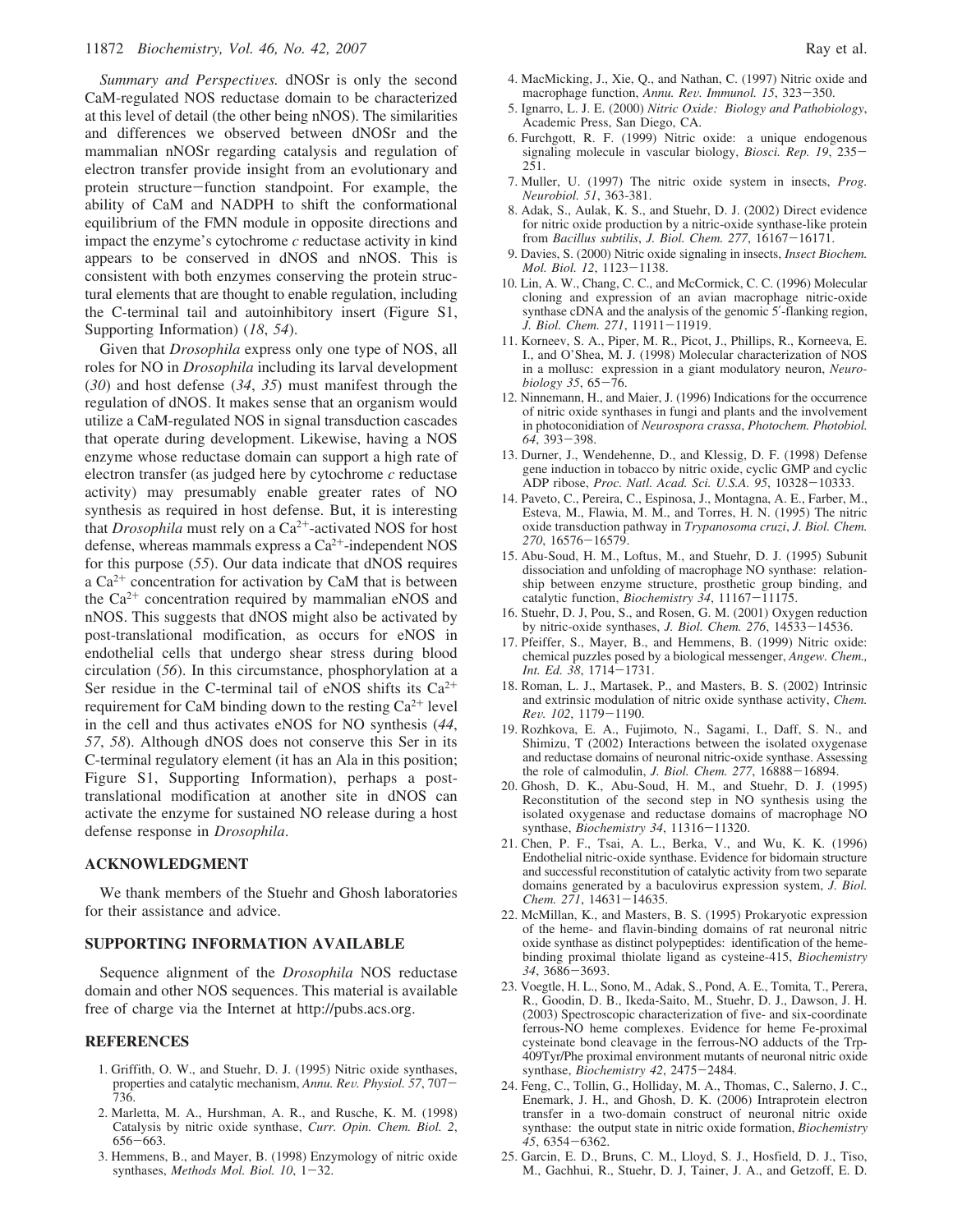*Summary and Perspectives.* dNOSr is only the second CaM-regulated NOS reductase domain to be characterized at this level of detail (the other being nNOS). The similarities and differences we observed between dNOSr and the mammalian nNOSr regarding catalysis and regulation of electron transfer provide insight from an evolutionary and protein structure–function standpoint. For example, the ability of CaM and NADPH to shift the conformational equilibrium of the FMN module in opposite directions and impact the enzyme's cytochrome *c* reductase activity in kind appears to be conserved in dNOS and nNOS. This is consistent with both enzymes conserving the protein structural elements that are thought to enable regulation, including the C-terminal tail and autoinhibitory insert (Figure S1, Supporting Information) (*18*, *54*).

Given that *Drosophila* express only one type of NOS, all roles for NO in *Drosophila* including its larval development (*30*) and host defense (*34*, *35*) must manifest through the regulation of dNOS. It makes sense that an organism would utilize a CaM-regulated NOS in signal transduction cascades that operate during development. Likewise, having a NOS enzyme whose reductase domain can support a high rate of electron transfer (as judged here by cytochrome *c* reductase activity) may presumably enable greater rates of NO synthesis as required in host defense. But, it is interesting that *Drosophila* must rely on a $Ca^{2+}$-activated NOS for host defense, whereas mammals express a $Ca^{2+}$-independent NOS for this purpose (*55*). Our data indicate that dNOS requires a $Ca^{2+}$ concentration for activation by CaM that is between the $Ca^{2+}$ concentration required by mammalian eNOS and nNOS. This suggests that dNOS might also be activated by post-translational modification, as occurs for eNOS in endothelial cells that undergo shear stress during blood circulation (*56*). In this circumstance, phosphorylation at a Ser residue in the C-terminal tail of eNOS shifts its $Ca^{2+}$ requirement for CaM binding down to the resting $Ca^{2+}$ level in the cell and thus activates eNOS for NO synthesis (*44*, *57*, *58*). Although dNOS does not conserve this Ser in its C-terminal regulatory element (it has an Ala in this position; Figure S1, Supporting Information), perhaps a post-translational modification at another site in dNOS can activate the enzyme for sustained NO release during a host defense response in *Drosophila*.

## ACKNOWLEDGMENT

We thank members of the Stuehr and Ghosh laboratories for their assistance and advice.

## SUPPORTING INFORMATION AVAILABLE

Sequence alignment of the *Drosophila* NOS reductase domain and other NOS sequences. This material is available free of charge via the Internet at http://pubs.acs.org.

## REFERENCES

1. Griffith, O. W., and Stuehr, D. J. (1995) Nitric oxide synthases, properties and catalytic mechanism, *Annu. Rev. Physiol. 57*, 707–736.
2. Marletta, M. A., Hurshman, A. R., and Rusche, K. M. (1998) Catalysis by nitric oxide synthase, *Curr. Opin. Chem. Biol. 2*, 656–663.
3. Hemmens, B., and Mayer, B. (1998) Enzymology of nitric oxide synthases, *Methods Mol. Biol. 10*, 1–32.
4. MacMicking, J., Xie, Q., and Nathan, C. (1997) Nitric oxide and macrophage function, *Annu. Rev. Immunol. 15*, 323–350.
5. Ignarro, L. J. E. (2000) *Nitric Oxide: Biology and Pathobiology*, Academic Press, San Diego, CA.
6. Furchgott, R. F. (1999) Nitric oxide: a unique endogenous signaling molecule in vascular biology, *Biosci. Rep. 19*, 235–251.
7. Muller, U. (1997) The nitric oxide system in insects, *Prog. Neurobiol. 51*, 363-381.
8. Adak, S., Aulak, K. S., and Stuehr, D. J. (2002) Direct evidence for nitric oxide production by a nitric-oxide synthase-like protein from *Bacillus subtilis*, *J. Biol. Chem. 277*, 16167–16171.
9. Davies, S. (2000) Nitric oxide signaling in insects, *Insect Biochem. Mol. Biol. 12*, 1123–1138.
10. Lin, A. W., Chang, C. C., and McCormick, C. C. (1996) Molecular cloning and expression of an avian macrophage nitric-oxide synthase cDNA and the analysis of the genomic 5′-flanking region, *J. Biol. Chem. 271*, 11911–11919.
11. Korneev, S. A., Piper, M. R., Picot, J., Phillips, R., Korneeva, E. I., and O'Shea, M. J. (1998) Molecular characterization of NOS in a mollusc: expression in a giant modulatory neuron, *Neurobiology 35*, 65–76.
12. Ninnemann, H., and Maier, J. (1996) Indications for the occurrence of nitric oxide synthases in fungi and plants and the involvement in photoconidiation of *Neurospora crassa*, *Photochem. Photobiol. 64*, 393–398.
13. Durner, J., Wendehenne, D., and Klessig, D. F. (1998) Defense gene induction in tobacco by nitric oxide, cyclic GMP and cyclic ADP ribose, *Proc. Natl. Acad. Sci. U.S.A. 95*, 10328–10333.
14. Paveto, C., Pereira, C., Espinosa, J., Montagna, A. E., Farber, M., Esteva, M., Flawia, M. M., and Torres, H. N. (1995) The nitric oxide transduction pathway in *Trypanosoma cruzi*, *J. Biol. Chem. 270*, 16576–16579.
15. Abu-Soud, H. M., Loftus, M., and Stuehr, D. J. (1995) Subunit dissociation and unfolding of macrophage NO synthase: relationship between enzyme structure, prosthetic group binding, and catalytic function, *Biochemistry 34*, 11167–11175.
16. Stuehr, D J, Pou, S., and Rosen, G. M. (2001) Oxygen reduction by nitric-oxide synthases, *J. Biol. Chem. 276*, 14533–14536.
17. Pfeiffer, S., Mayer, B., and Hemmens, B. (1999) Nitric oxide: chemical puzzles posed by a biological messenger, *Angew. Chem., Int. Ed. 38*, 1714–1731.
18. Roman, L. J., Martasek, P., and Masters, B. S. (2002) Intrinsic and extrinsic modulation of nitric oxide synthase activity, *Chem. Rev. 102*, 1179–1190.
19. Rozhkova, E. A., Fujimoto, N., Sagami, I., Daff, S. N., and Shimizu, T (2002) Interactions between the isolated oxygenase and reductase domains of neuronal nitric-oxide synthase. Assessing the role of calmodulin, *J. Biol. Chem. 277*, 16888–16894.
20. Ghosh, D. K., Abu-Soud, H. M., and Stuehr, D. J. (1995) Reconstitution of the second step in NO synthesis using the isolated oxygenase and reductase domains of macrophage NO synthase, *Biochemistry 34*, 11316–11320.
21. Chen, P. F., Tsai, A. L., Berka, V., and Wu, K. K. (1996) Endothelial nitric-oxide synthase. Evidence for bidomain structure and successful reconstitution of catalytic activity from two separate domains generated by a baculovirus expression system, *J. Biol. Chem. 271*, 14631–14635.
22. McMillan, K., and Masters, B. S. (1995) Prokaryotic expression of the heme- and flavin-binding domains of rat neuronal nitric oxide synthase as distinct polypeptides: identification of the heme-binding proximal thiolate ligand as cysteine-415, *Biochemistry 34*, 3686–3693.
23. Voegtle, H. L., Sono, M., Adak, S., Pond, A. E., Tomita, T., Perera, R., Goodin, D. B., Ikeda-Saito, M., Stuehr, D. J., Dawson, J. H. (2003) Spectroscopic characterization of five- and six-coordinate ferrous-NO heme complexes. Evidence for heme Fe-proximal cysteinate bond cleavage in the ferrous-NO adducts of the Trp-409Tyr/Phe proximal environment mutants of neuronal nitric oxide synthase, *Biochemistry 42*, 2475–2484.
24. Feng, C., Tollin, G., Holliday, M. A., Thomas, C., Salerno, J. C., Enemark, J. H., and Ghosh, D. K. (2006) Intraprotein electron transfer in a two-domain construct of neuronal nitric oxide synthase: the output state in nitric oxide formation, *Biochemistry 45*, 6354–6362.
25. Garcin, E. D., Bruns, C. M., Lloyd, S. J., Hosfield, D. J., Tiso, M., Gachhui, R., Stuehr, D. J, Tainer, J. A., and Getzoff, E. D.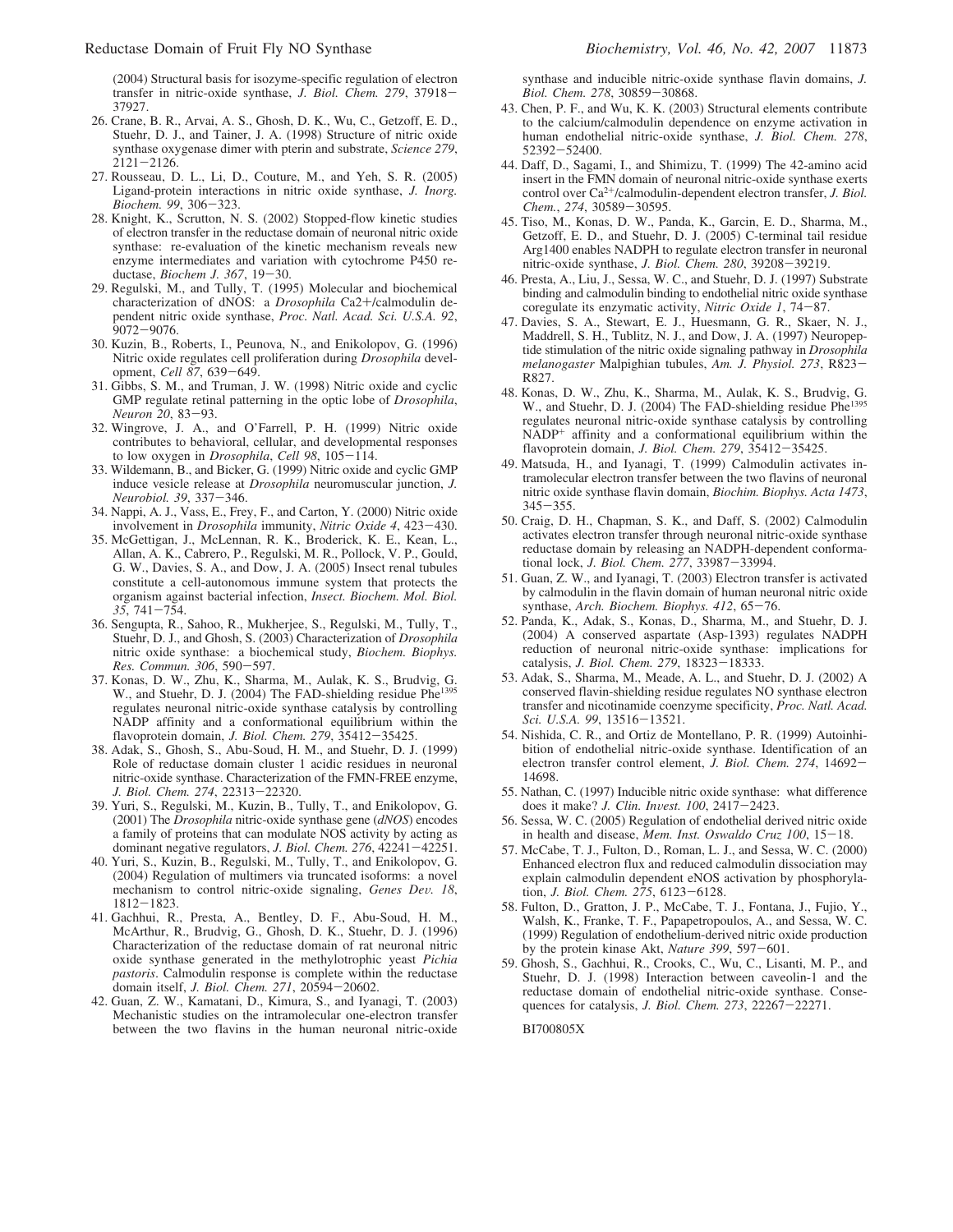(2004) Structural basis for isozyme-specific regulation of electron transfer in nitric-oxide synthase, *J. Biol. Chem. 279*, 37918−37927.

26. Crane, B. R., Arvai, A. S., Ghosh, D. K., Wu, C., Getzoff, E. D., Stuehr, D. J., and Tainer, J. A. (1998) Structure of nitric oxide synthase oxygenase dimer with pterin and substrate, *Science 279*, 2121−2126.
27. Rousseau, D. L., Li, D., Couture, M., and Yeh, S. R. (2005) Ligand-protein interactions in nitric oxide synthase, *J. Inorg. Biochem. 99*, 306−323.
28. Knight, K., Scrutton, N. S. (2002) Stopped-flow kinetic studies of electron transfer in the reductase domain of neuronal nitric oxide synthase: re-evaluation of the kinetic mechanism reveals new enzyme intermediates and variation with cytochrome P450 reductase, *Biochem J. 367*, 19−30.
29. Regulski, M., and Tully, T. (1995) Molecular and biochemical characterization of dNOS: a *Drosophila* Ca2+/calmodulin dependent nitric oxide synthase, *Proc. Natl. Acad. Sci. U.S.A. 92*, 9072−9076.
30. Kuzin, B., Roberts, I., Peunova, N., and Enikolopov, G. (1996) Nitric oxide regulates cell proliferation during *Drosophila* development, *Cell 87*, 639−649.
31. Gibbs, S. M., and Truman, J. W. (1998) Nitric oxide and cyclic GMP regulate retinal patterning in the optic lobe of *Drosophila*, *Neuron 20*, 83−93.
32. Wingrove, J. A., and O'Farrell, P. H. (1999) Nitric oxide contributes to behavioral, cellular, and developmental responses to low oxygen in *Drosophila*, *Cell 98*, 105−114.
33. Wildemann, B., and Bicker, G. (1999) Nitric oxide and cyclic GMP induce vesicle release at *Drosophila* neuromuscular junction, *J. Neurobiol. 39*, 337−346.
34. Nappi, A. J., Vass, E., Frey, F., and Carton, Y. (2000) Nitric oxide involvement in *Drosophila* immunity, *Nitric Oxide 4*, 423−430.
35. McGettigan, J., McLennan, R. K., Broderick, K. E., Kean, L., Allan, A. K., Cabrero, P., Regulski, M. R., Pollock, V. P., Gould, G. W., Davies, S. A., and Dow, J. A. (2005) Insect renal tubules constitute a cell-autonomous immune system that protects the organism against bacterial infection, *Insect. Biochem. Mol. Biol. 35*, 741−754.
36. Sengupta, R., Sahoo, R., Mukherjee, S., Regulski, M., Tully, T., Stuehr, D. J., and Ghosh, S. (2003) Characterization of *Drosophila* nitric oxide synthase: a biochemical study, *Biochem. Biophys. Res. Commun. 306*, 590−597.
37. Konas, D. W., Zhu, K., Sharma, M., Aulak, K. S., Brudvig, G. W., and Stuehr, D. J. (2004) The FAD-shielding residue Phe[1395] regulates neuronal nitric-oxide synthase catalysis by controlling NADP affinity and a conformational equilibrium within the flavoprotein domain, *J. Biol. Chem. 279*, 35412−35425.
38. Adak, S., Ghosh, S., Abu-Soud, H. M., and Stuehr, D. J. (1999) Role of reductase domain cluster 1 acidic residues in neuronal nitric-oxide synthase. Characterization of the FMN-FREE enzyme, *J. Biol. Chem. 274*, 22313−22320.
39. Yuri, S., Regulski, M., Kuzin, B., Tully, T., and Enikolopov, G. (2001) The *Drosophila* nitric-oxide synthase gene (*dNOS*) encodes a family of proteins that can modulate NOS activity by acting as dominant negative regulators, *J. Biol. Chem. 276*, 42241−42251.
40. Yuri, S., Kuzin, B., Regulski, M., Tully, T., and Enikolopov, G. (2004) Regulation of multimers via truncated isoforms: a novel mechanism to control nitric-oxide signaling, *Genes Dev. 18*, 1812−1823.
41. Gachhui, R., Presta, A., Bentley, D. F., Abu-Soud, H. M., McArthur, R., Brudvig, G., Ghosh, D. K., Stuehr, D. J. (1996) Characterization of the reductase domain of rat neuronal nitric oxide synthase generated in the methylotrophic yeast *Pichia pastoris*. Calmodulin response is complete within the reductase domain itself, *J. Biol. Chem. 271*, 20594−20602.
42. Guan, Z. W., Kamatani, D., Kimura, S., and Iyanagi, T. (2003) Mechanistic studies on the intramolecular one-electron transfer between the two flavins in the human neuronal nitric-oxide synthase and inducible nitric-oxide synthase flavin domains, *J. Biol. Chem. 278*, 30859−30868.
43. Chen, P. F., and Wu, K. K. (2003) Structural elements contribute to the calcium/calmodulin dependence on enzyme activation in human endothelial nitric-oxide synthase, *J. Biol. Chem. 278*, 52392−52400.
44. Daff, D., Sagami, I., and Shimizu, T. (1999) The 42-amino acid insert in the FMN domain of neuronal nitric-oxide synthase exerts control over $Ca^{2+}$/calmodulin-dependent electron transfer, *J. Biol. Chem., 274*, 30589−30595.
45. Tiso, M., Konas, D. W., Panda, K., Garcin, E. D., Sharma, M., Getzoff, E. D., and Stuehr, D. J. (2005) C-terminal tail residue Arg1400 enables NADPH to regulate electron transfer in neuronal nitric-oxide synthase, *J. Biol. Chem. 280*, 39208−39219.
46. Presta, A., Liu, J., Sessa, W. C., and Stuehr, D. J. (1997) Substrate binding and calmodulin binding to endothelial nitric oxide synthase coregulate its enzymatic activity, *Nitric Oxide 1*, 74−87.
47. Davies, S. A., Stewart, E. J., Huesmann, G. R., Skaer, N. J., Maddrell, S. H., Tublitz, N. J., and Dow, J. A. (1997) Neuropeptide stimulation of the nitric oxide signaling pathway in *Drosophila melanogaster* Malpighian tubules, *Am. J. Physiol. 273*, R823−R827.
48. Konas, D. W., Zhu, K., Sharma, M., Aulak, K. S., Brudvig, G. W., and Stuehr, D. J. (2004) The FAD-shielding residue Phe[1395] regulates neuronal nitric-oxide synthase catalysis by controlling $NADP^+$ affinity and a conformational equilibrium within the flavoprotein domain, *J. Biol. Chem. 279*, 35412−35425.
49. Matsuda, H., and Iyanagi, T. (1999) Calmodulin activates intramolecular electron transfer between the two flavins of neuronal nitric oxide synthase flavin domain, *Biochim. Biophys. Acta 1473*, 345−355.
50. Craig, D. H., Chapman, S. K., and Daff, S. (2002) Calmodulin activates electron transfer through neuronal nitric-oxide synthase reductase domain by releasing an NADPH-dependent conformational lock, *J. Biol. Chem. 277*, 33987−33994.
51. Guan, Z. W., and Iyanagi, T. (2003) Electron transfer is activated by calmodulin in the flavin domain of human neuronal nitric oxide synthase, *Arch. Biochem. Biophys. 412*, 65−76.
52. Panda, K., Adak, S., Konas, D., Sharma, M., and Stuehr, D. J. (2004) A conserved aspartate (Asp-1393) regulates NADPH reduction of neuronal nitric-oxide synthase: implications for catalysis, *J. Biol. Chem. 279*, 18323−18333.
53. Adak, S., Sharma, M., Meade, A. L., and Stuehr, D. J. (2002) A conserved flavin-shielding residue regulates NO synthase electron transfer and nicotinamide coenzyme specificity, *Proc. Natl. Acad. Sci. U.S.A. 99*, 13516−13521.
54. Nishida, C. R., and Ortiz de Montellano, P. R. (1999) Autoinhibition of endothelial nitric-oxide synthase. Identification of an electron transfer control element, *J. Biol. Chem. 274*, 14692−14698.
55. Nathan, C. (1997) Inducible nitric oxide synthase: what difference does it make? *J. Clin. Invest. 100*, 2417−2423.
56. Sessa, W. C. (2005) Regulation of endothelial derived nitric oxide in health and disease, *Mem. Inst. Oswaldo Cruz 100*, 15−18.
57. McCabe, T. J., Fulton, D., Roman, L. J., and Sessa, W. C. (2000) Enhanced electron flux and reduced calmodulin dissociation may explain calmodulin dependent eNOS activation by phosphorylation, *J. Biol. Chem. 275*, 6123−6128.
58. Fulton, D., Gratton, J. P., McCabe, T. J., Fontana, J., Fujio, Y., Walsh, K., Franke, T. F., Papapetropoulos, A., and Sessa, W. C. (1999) Regulation of endothelium-derived nitric oxide production by the protein kinase Akt, *Nature 399*, 597−601.
59. Ghosh, S., Gachhui, R., Crooks, C., Wu, C., Lisanti, M. P., and Stuehr, D. J. (1998) Interaction between caveolin-1 and the reductase domain of endothelial nitric-oxide synthase. Consequences for catalysis, *J. Biol. Chem. 273*, 22267−22271.

BI700805X